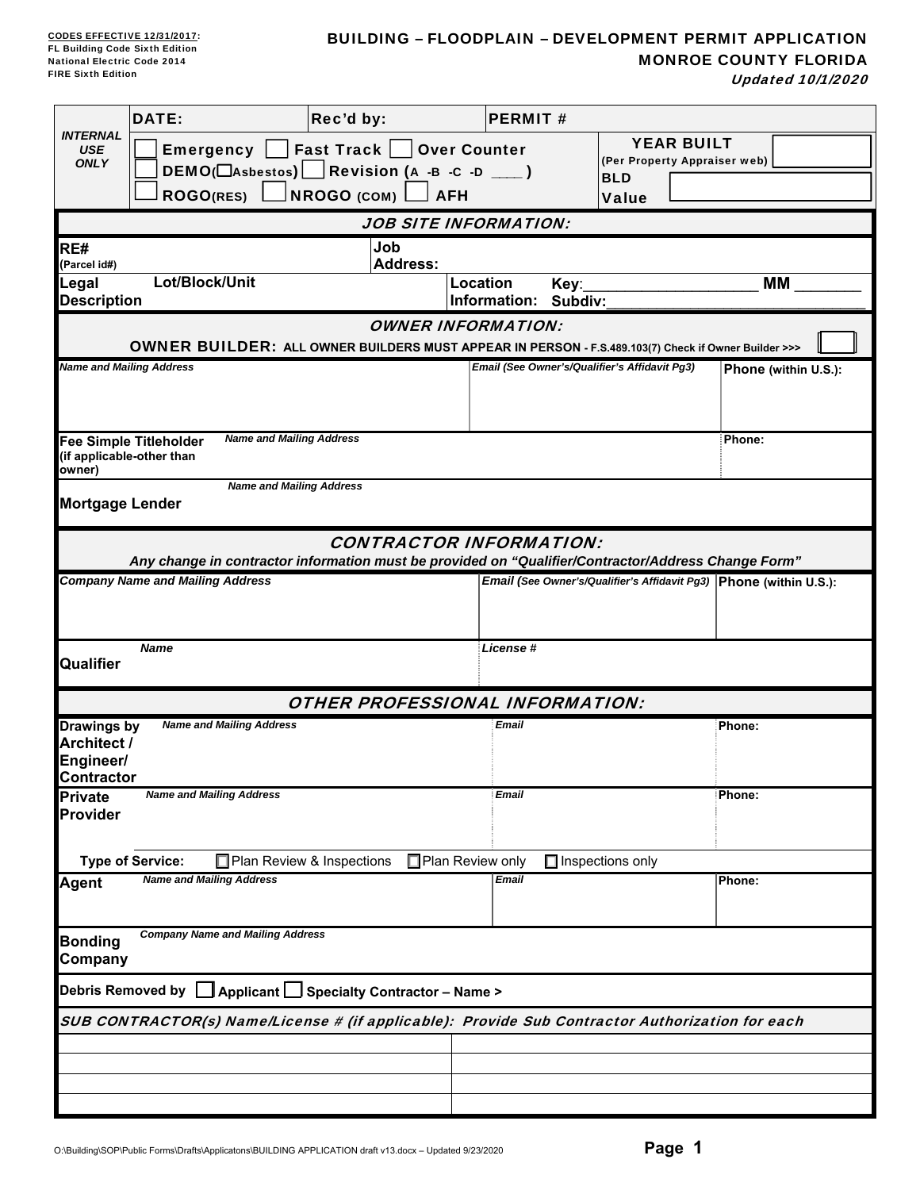**CODES EFFECTIVE 12/31/2017:**
FL Building Code Sixth Edition
National Electric Code 2014
FIRE Sixth Edition

# BUILDING – FLOODPLAIN – DEVELOPMENT PERMIT APPLICATION
## MONROE COUNTY FLORIDA
*Updated 10/1/2020*

| INTERNAL USE ONLY | DATE: | Rec'd by: | PERMIT # |
|---|---|---|---|
| | ☐ Emergency ☐ Fast Track ☐ Over Counter<br>☐ DEMO(☐Asbestos) ☐ Revision (A -B -C -D ____)<br>☐ ROGO(RES) ☐ NROGO (COM) ☐ AFH | | YEAR BUILT (Per Property Appraiser web)<br>BLD Value |

### JOB SITE INFORMATION:

| RE# (Parcel id#) | Job Address: |
|---|---|
| Legal Description Lot/Block/Unit | Location Information: Key:________ MM ______ Subdiv:__________ |

### OWNER INFORMATION:

**OWNER BUILDER: ALL OWNER BUILDERS MUST APPEAR IN PERSON - F.S.489.103(7) Check if Owner Builder >>>** ☐

| *Name and Mailing Address* | *Email (See Owner's/Qualifier's Affidavit Pg3)* | Phone (within U.S.): |
|---|---|---|
| | | |

| Fee Simple Titleholder (if applicable-other than owner) | *Name and Mailing Address* | Phone: |
|---|---|---|
| Mortgage Lender | *Name and Mailing Address* | |

### CONTRACTOR INFORMATION:

*Any change in contractor information must be provided on "Qualifier/Contractor/Address Change Form"*

| *Company Name and Mailing Address* | *Email (See Owner's/Qualifier's Affidavit Pg3)* | Phone (within U.S.): |
|---|---|---|
| | | |

| Qualifier | *Name* | *License #* |
|---|---|---|

### OTHER PROFESSIONAL INFORMATION:

| | *Name and Mailing Address* | *Email* | Phone: |
|---|---|---|---|
| Drawings by Architect / Engineer/ Contractor | | | |
| Private Provider | | | |

Type of Service: ☐ Plan Review & Inspections ☐ Plan Review only ☐ Inspections only

| | *Name and Mailing Address* | *Email* | Phone: |
|---|---|---|---|
| Agent | | | |

| Bonding Company | *Company Name and Mailing Address* |
|---|---|

**Debris Removed by** ☐ **Applicant** ☐ **Specialty Contractor – Name >**

*SUB CONTRACTOR(s) Name/License # (if applicable): Provide Sub Contractor Authorization for each*

| | |
|---|---|
| | |
| | |
| | |
| | |

O:\Building\SOP\Public Forms\Drafts\Applicatons\BUILDING APPLICATION draft v13.docx – Updated 9/23/2020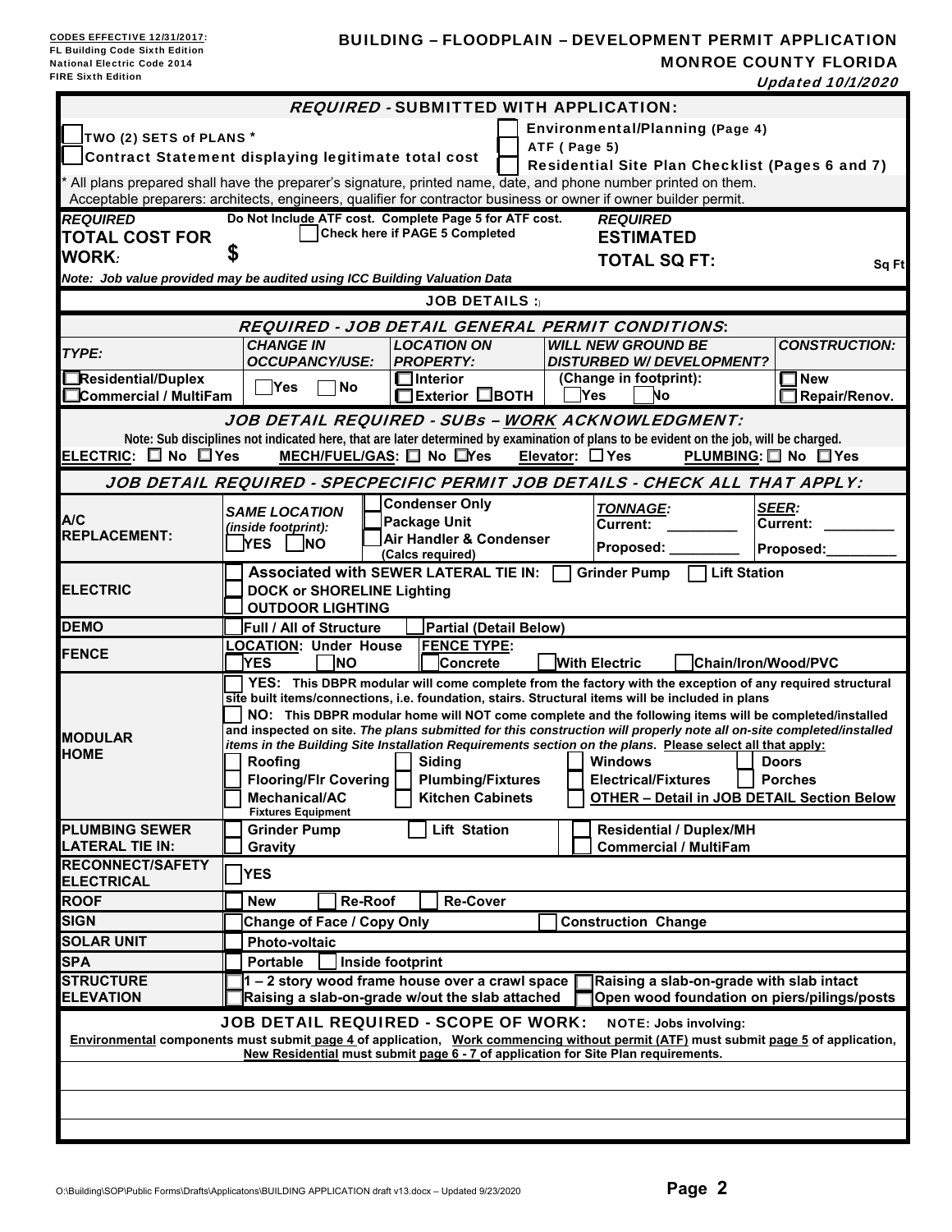**CODES EFFECTIVE 12/31/2017:**
FL Building Code Sixth Edition
National Electric Code 2014
FIRE Sixth Edition

# BUILDING – FLOODPLAIN – DEVELOPMENT PERMIT APPLICATION

## MONROE COUNTY FLORIDA

*Updated 10/1/2020*

### *REQUIRED* - SUBMITTED WITH APPLICATION:

- ☐ TWO (2) SETS of PLANS *
- ☐ Contract Statement displaying legitimate total cost
- ☐ Environmental/Planning (Page 4)
- ☐ ATF ( Page 5)
- ☐ Residential Site Plan Checklist (Pages 6 and 7)

* All plans prepared shall have the preparer's signature, printed name, date, and phone number printed on them. Acceptable preparers: architects, engineers, qualifier for contractor business or owner if owner builder permit.

*REQUIRED* **TOTAL COST FOR WORK:** $

Do Not Include ATF cost. Complete Page 5 for ATF cost.
☐ Check here if PAGE 5 Completed

*REQUIRED* **ESTIMATED TOTAL SQ FT:** Sq Ft

*Note: Job value provided may be audited using ICC Building Valuation Data*

### JOB DETAILS :

### *REQUIRED - JOB DETAIL GENERAL PERMIT CONDITIONS*:

| *TYPE:* | *CHANGE IN OCCUPANCY/USE:* | *LOCATION ON PROPERTY:* | *WILL NEW GROUND BE DISTURBED W/ DEVELOPMENT?* | *CONSTRUCTION:* |
|---|---|---|---|---|
| ☐ Residential/Duplex<br>☐ Commercial / MultiFam | ☐ Yes ☐ No | ☐ Interior<br>☐ Exterior ☐ BOTH | (Change in footprint):<br>☐ Yes ☐ No | ☐ New<br>☐ Repair/Renov. |

### *JOB DETAIL REQUIRED - SUBs – WORK ACKNOWLEDGMENT:*

**Note: Sub disciplines not indicated here, that are later determined by examination of plans to be evident on the job, will be charged.**

**ELECTRIC:** ☐ No ☐ Yes **MECH/FUEL/GAS:** ☐ No ☐ Yes **Elevator:** ☐ Yes **PLUMBING:** ☐ No ☐ Yes

### *JOB DETAIL REQUIRED - SPECPECIFIC PERMIT JOB DETAILS - CHECK ALL THAT APPLY:*

| | |
|---|---|
| **A/C REPLACEMENT:** | *SAME LOCATION (inside footprint):* ☐ YES ☐ NO — ☐ Condenser Only ☐ Package Unit ☐ Air Handler & Condenser (Calcs required) — *TONNAGE:* Current: ________ Proposed: ________ — *SEER:* Current: ________ Proposed: ________ |
| **ELECTRIC** | ☐ Associated with SEWER LATERAL TIE IN: ☐ Grinder Pump ☐ Lift Station<br>☐ DOCK or SHORELINE Lighting<br>☐ OUTDOOR LIGHTING |
| **DEMO** | ☐ Full / All of Structure ☐ Partial (Detail Below) |
| **FENCE** | **LOCATION: Under House** ☐ YES ☐ NO — **FENCE TYPE:** ☐ Concrete ☐ With Electric ☐ Chain/Iron/Wood/PVC |
| **MODULAR HOME** | ☐ **YES:** This DBPR modular will come complete from the factory with the exception of any required structural site built items/connections, i.e. foundation, stairs. Structural items will be included in plans<br>☐ **NO:** This DBPR modular home will NOT come complete and the following items will be completed/installed and inspected on site. *The plans submitted for this construction will properly note all on-site completed/installed items in the Building Site Installation Requirements section on the plans.* Please select all that apply:<br>☐ Roofing ☐ Siding ☐ Windows ☐ Doors<br>☐ Flooring/Flr Covering ☐ Plumbing/Fixtures ☐ Electrical/Fixtures ☐ Porches<br>☐ Mechanical/AC Fixtures Equipment ☐ Kitchen Cabinets ☐ OTHER – Detail in JOB DETAIL Section Below |
| **PLUMBING SEWER LATERAL TIE IN:** | ☐ Grinder Pump ☐ Lift Station ☐ Residential / Duplex/MH<br>☐ Gravity ☐ Commercial / MultiFam |
| **RECONNECT/SAFETY ELECTRICAL** | ☐ YES |
| **ROOF** | ☐ New ☐ Re-Roof ☐ Re-Cover |
| **SIGN** | ☐ Change of Face / Copy Only ☐ Construction Change |
| **SOLAR UNIT** | ☐ Photo-voltaic |
| **SPA** | ☐ Portable ☐ Inside footprint |
| **STRUCTURE ELEVATION** | ☐ 1 – 2 story wood frame house over a crawl space ☐ Raising a slab-on-grade with slab intact<br>☐ Raising a slab-on-grade w/out the slab attached ☐ Open wood foundation on piers/pilings/posts |

### JOB DETAIL REQUIRED - SCOPE OF WORK: NOTE: Jobs involving:

**Environmental components must submit page 4 of application, Work commencing without permit (ATF) must submit page 5 of application, New Residential must submit page 6 - 7 of application for Site Plan requirements.**

O:\Building\SOP\Public Forms\Drafts\Applicatons\BUILDING APPLICATION draft v13.docx – Updated 9/23/2020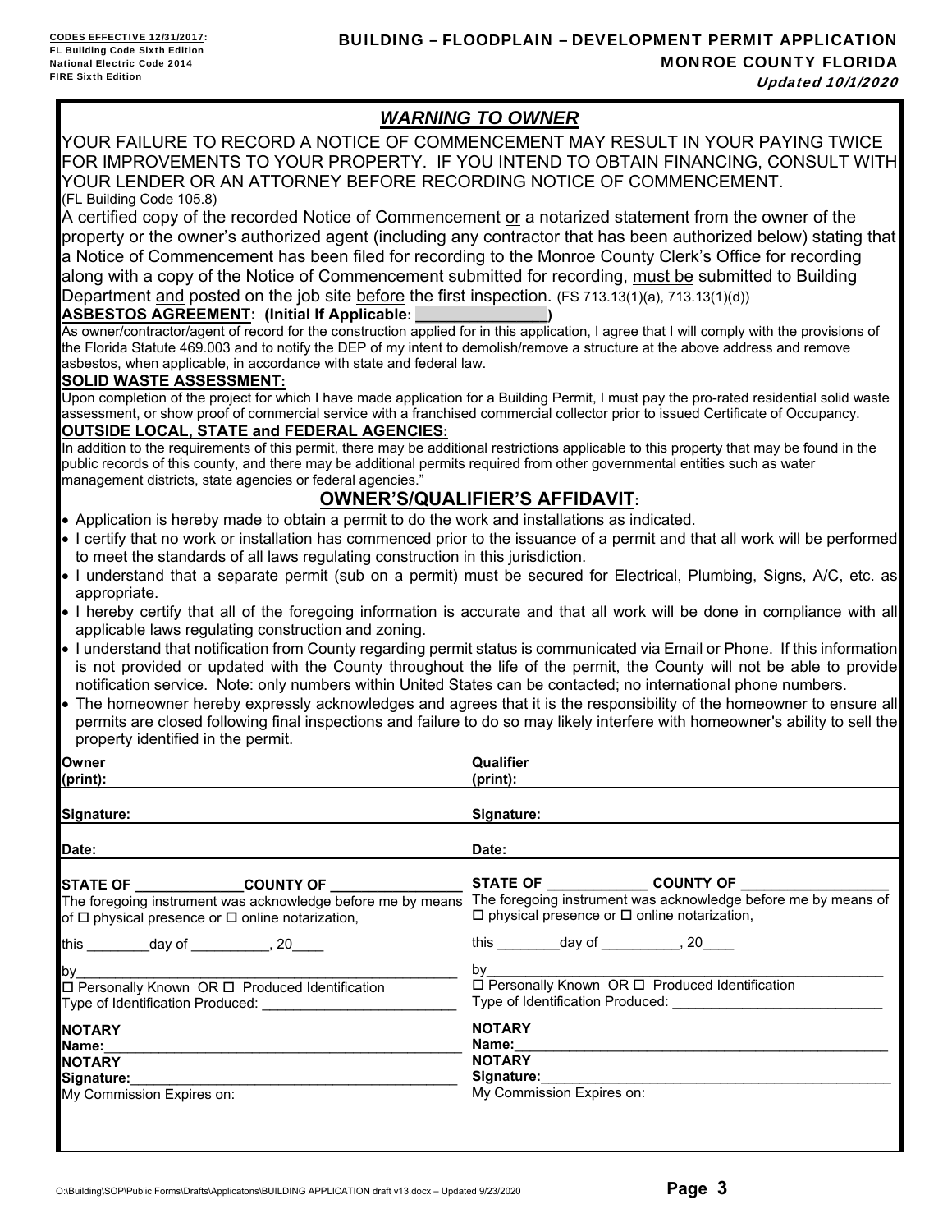CODES EFFECTIVE 12/31/2017:
FL Building Code Sixth Edition
National Electric Code 2014
FIRE Sixth Edition

# BUILDING – FLOODPLAIN – DEVELOPMENT PERMIT APPLICATION

## MONROE COUNTY FLORIDA

*Updated 10/1/2020*

## *WARNING TO OWNER*

YOUR FAILURE TO RECORD A NOTICE OF COMMENCEMENT MAY RESULT IN YOUR PAYING TWICE FOR IMPROVEMENTS TO YOUR PROPERTY. IF YOU INTEND TO OBTAIN FINANCING, CONSULT WITH YOUR LENDER OR AN ATTORNEY BEFORE RECORDING NOTICE OF COMMENCEMENT. (FL Building Code 105.8)

A certified copy of the recorded Notice of Commencement or a notarized statement from the owner of the property or the owner's authorized agent (including any contractor that has been authorized below) stating that a Notice of Commencement has been filed for recording to the Monroe County Clerk's Office for recording along with a copy of the Notice of Commencement submitted for recording, must be submitted to Building Department and posted on the job site before the first inspection. (FS 713.13(1)(a), 713.13(1)(d))

**ASBESTOS AGREEMENT: (Initial If Applicable: ______________)**

As owner/contractor/agent of record for the construction applied for in this application, I agree that I will comply with the provisions of the Florida Statute 469.003 and to notify the DEP of my intent to demolish/remove a structure at the above address and remove asbestos, when applicable, in accordance with state and federal law.

**SOLID WASTE ASSESSMENT:**

Upon completion of the project for which I have made application for a Building Permit, I must pay the pro-rated residential solid waste assessment, or show proof of commercial service with a franchised commercial collector prior to issued Certificate of Occupancy.

**OUTSIDE LOCAL, STATE and FEDERAL AGENCIES:**

In addition to the requirements of this permit, there may be additional restrictions applicable to this property that may be found in the public records of this county, and there may be additional permits required from other governmental entities such as water management districts, state agencies or federal agencies."

## OWNER'S/QUALIFIER'S AFFIDAVIT:

- Application is hereby made to obtain a permit to do the work and installations as indicated.
- I certify that no work or installation has commenced prior to the issuance of a permit and that all work will be performed to meet the standards of all laws regulating construction in this jurisdiction.
- I understand that a separate permit (sub on a permit) must be secured for Electrical, Plumbing, Signs, A/C, etc. as appropriate.
- I hereby certify that all of the foregoing information is accurate and that all work will be done in compliance with all applicable laws regulating construction and zoning.
- I understand that notification from County regarding permit status is communicated via Email or Phone. If this information is not provided or updated with the County throughout the life of the permit, the County will not be able to provide notification service. Note: only numbers within United States can be contacted; no international phone numbers.
- The homeowner hereby expressly acknowledges and agrees that it is the responsibility of the homeowner to ensure all permits are closed following final inspections and failure to do so may likely interfere with homeowner's ability to sell the property identified in the permit.

| **Owner (print):** | **Qualifier (print):** |
|---|---|
| **Signature:** | **Signature:** |
| **Date:** | **Date:** |

**STATE OF ______________ COUNTY OF ________________**
The foregoing instrument was acknowledge before me by means of ☐ physical presence or ☐ online notarization,

this ________day of __________, 20____

by________________________________________________
☐ Personally Known OR ☐ Produced Identification
Type of Identification Produced: _________________________

**NOTARY Name:**_____________________________________________
**NOTARY Signature:**__________________________________________
My Commission Expires on:

**STATE OF ____________ COUNTY OF __________________**
The foregoing instrument was acknowledge before me by means of ☐ physical presence or ☐ online notarization,

this ________day of __________, 20____

by________________________________________________
☐ Personally Known OR ☐ Produced Identification
Type of Identification Produced: ___________________________

**NOTARY Name:**_____________________________________________
**NOTARY Signature:**__________________________________________
My Commission Expires on:

O:\Building\SOP\Public Forms\Drafts\Applicatons\BUILDING APPLICATION draft v13.docx – Updated 9/23/2020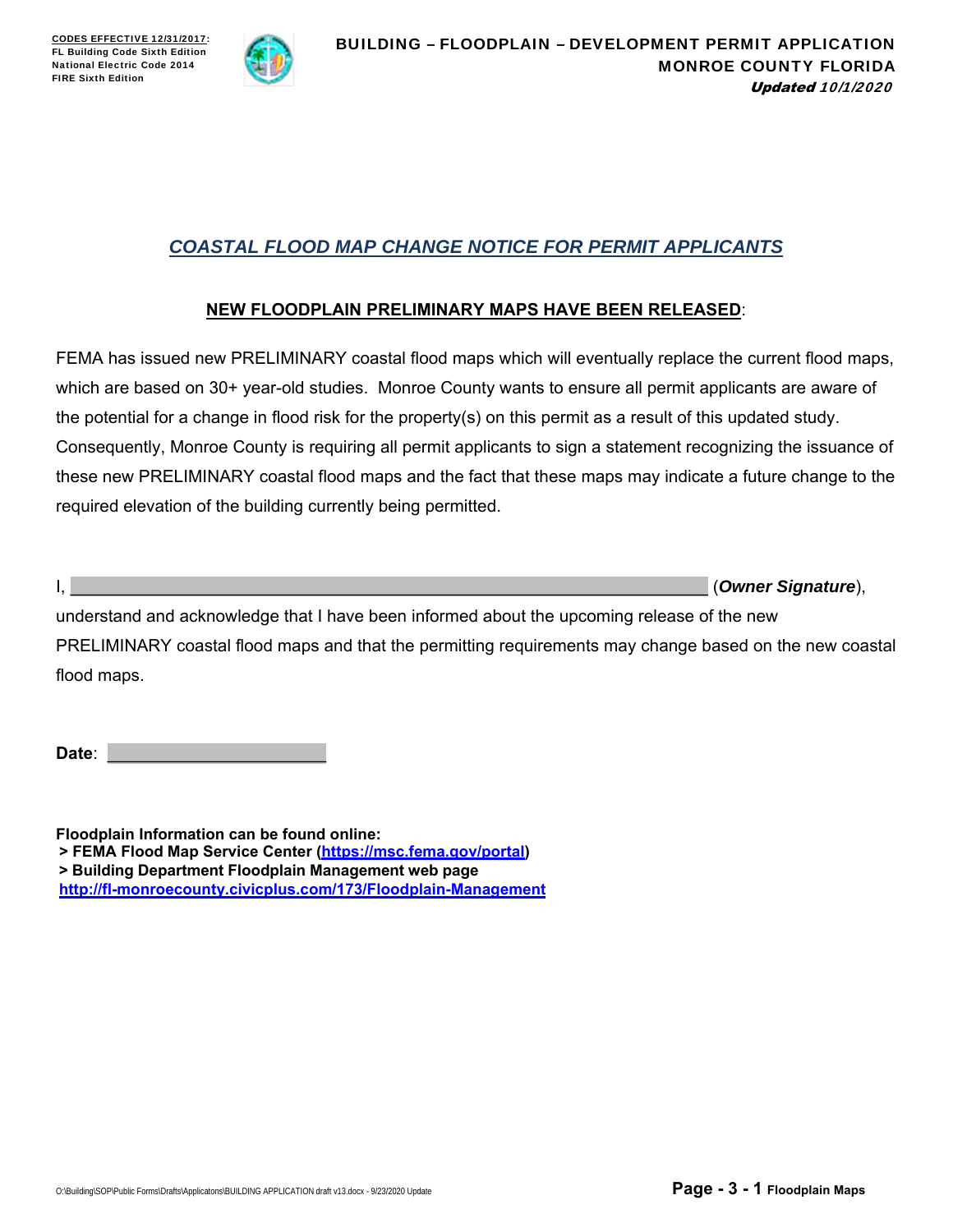## *COASTAL FLOOD MAP CHANGE NOTICE FOR PERMIT APPLICANTS*

### NEW FLOODPLAIN PRELIMINARY MAPS HAVE BEEN RELEASED:

FEMA has issued new PRELIMINARY coastal flood maps which will eventually replace the current flood maps, which are based on 30+ year-old studies. Monroe County wants to ensure all permit applicants are aware of the potential for a change in flood risk for the property(s) on this permit as a result of this updated study. Consequently, Monroe County is requiring all permit applicants to sign a statement recognizing the issuance of these new PRELIMINARY coastal flood maps and the fact that these maps may indicate a future change to the required elevation of the building currently being permitted.

I, ______________________________________________________________ (***Owner Signature***), understand and acknowledge that I have been informed about the upcoming release of the new PRELIMINARY coastal flood maps and that the permitting requirements may change based on the new coastal flood maps.

**Date**: ______________________

**Floodplain Information can be found online:**
**> FEMA Flood Map Service Center (https://msc.fema.gov/portal)**
**> Building Department Floodplain Management web page**
**http://fl-monroecounty.civicplus.com/173/Floodplain-Management**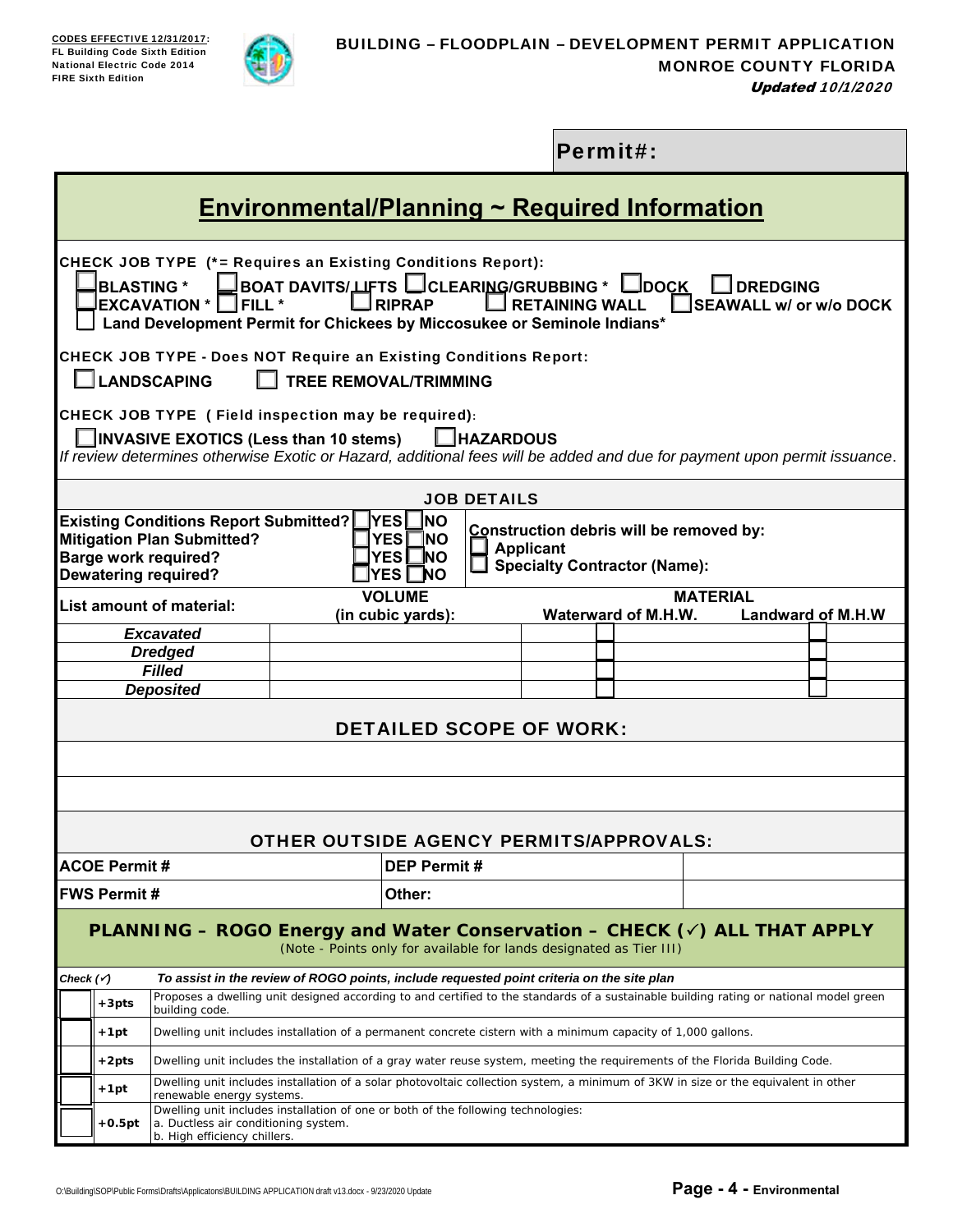CODES EFFECTIVE 12/31/2017:
FL Building Code Sixth Edition
National Electric Code 2014
FIRE Sixth Edition

# BUILDING – FLOODPLAIN – DEVELOPMENT PERMIT APPLICATION
## MONROE COUNTY FLORIDA

***Updated 10/1/2020***

**Permit#:**

## Environmental/Planning ~ Required Information

**CHECK JOB TYPE (*= Requires an Existing Conditions Report):**

☐ **BLASTING *** ☐ **BOAT DAVITS/LIFTS** ☐ **CLEARING/GRUBBING *** ☐ **DOCK** ☐ **DREDGING**
☐ **EXCAVATION *** ☐ **FILL *** ☐ **RIPRAP** ☐ **RETAINING WALL** ☐ **SEAWALL w/ or w/o DOCK**
☐ **Land Development Permit for Chickees by Miccosukee or Seminole Indians***

**CHECK JOB TYPE - Does NOT Require an Existing Conditions Report:**

☐ **LANDSCAPING** ☐ **TREE REMOVAL/TRIMMING**

**CHECK JOB TYPE ( Field inspection may be required):**

☐ **INVASIVE EXOTICS (Less than 10 stems)** ☐ **HAZARDOUS**

*If review determines otherwise Exotic or Hazard, additional fees will be added and due for payment upon permit issuance.*

### JOB DETAILS

| | | |
|---|---|---|
| **Existing Conditions Report Submitted?** | ☐ YES ☐ NO | **Construction debris will be removed by:** |
| **Mitigation Plan Submitted?** | ☐ YES ☐ NO | ☐ **Applicant** |
| **Barge work required?** | ☐ YES ☐ NO | ☐ **Specialty Contractor (Name):** |
| **Dewatering required?** | ☐ YES ☐ NO | |

| **List amount of material:** | **VOLUME (in cubic yards):** | **MATERIAL Waterward of M.H.W.** | **MATERIAL Landward of M.H.W** |
|---|---|---|---|
| ***Excavated*** | | ☐ | ☐ |
| ***Dredged*** | | ☐ | ☐ |
| ***Filled*** | | ☐ | ☐ |
| ***Deposited*** | | ☐ | ☐ |

### DETAILED SCOPE OF WORK:

### OTHER OUTSIDE AGENCY PERMITS/APPROVALS:

| | | |
|---|---|---|
| **ACOE Permit #** | **DEP Permit #** | |
| **FWS Permit #** | **Other:** | |

### PLANNING – ROGO Energy and Water Conservation – CHECK (✓) ALL THAT APPLY

(Note - Points only for available for lands designated as Tier III)

| ***Check (✓)*** | | ***To assist in the review of ROGO points, include requested point criteria on the site plan*** |
|---|---|---|
| ☐ | **+3pts** | Proposes a dwelling unit designed according to and certified to the standards of a sustainable building rating or national model green building code. |
| ☐ | **+1pt** | Dwelling unit includes installation of a permanent concrete cistern with a minimum capacity of 1,000 gallons. |
| ☐ | **+2pts** | Dwelling unit includes the installation of a gray water reuse system, meeting the requirements of the Florida Building Code. |
| ☐ | **+1pt** | Dwelling unit includes installation of a solar photovoltaic collection system, a minimum of 3KW in size or the equivalent in other renewable energy systems. |
| ☐ | **+0.5pt** | Dwelling unit includes installation of one or both of the following technologies:<br>a. Ductless air conditioning system.<br>b. High efficiency chillers. |

O:\Building\SOP\Public Forms\Drafts\Applicatons\BUILDING APPLICATION draft v13.docx - 9/23/2020 Update

**Page - 4 - Environmental**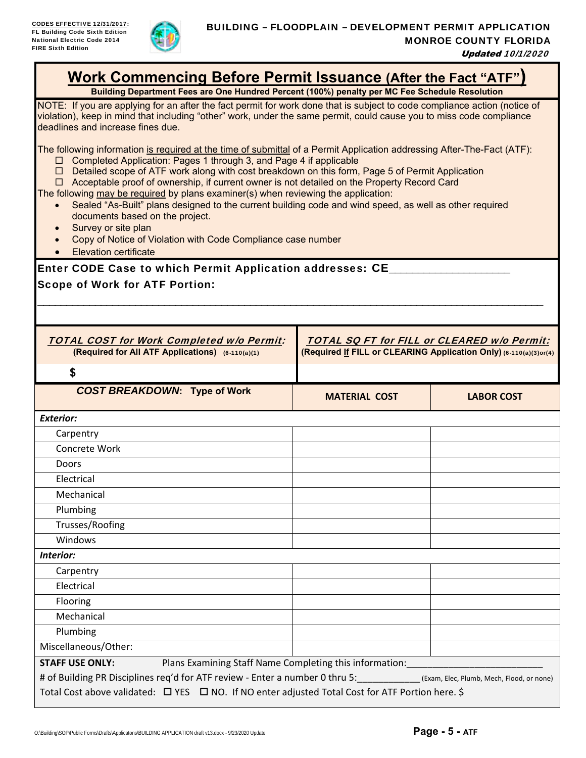CODES EFFECTIVE 12/31/2017:
FL Building Code Sixth Edition
National Electric Code 2014
FIRE Sixth Edition

**BUILDING – FLOODPLAIN – DEVELOPMENT PERMIT APPLICATION**
**MONROE COUNTY FLORIDA**
*Updated 10/1/2020*

# Work Commencing Before Permit Issuance (After the Fact "ATF")

**Building Department Fees are One Hundred Percent (100%) penalty per MC Fee Schedule Resolution**

NOTE: If you are applying for an after the fact permit for work done that is subject to code compliance action (notice of violation), keep in mind that including "other" work, under the same permit, could cause you to miss code compliance deadlines and increase fines due.

The following information is required at the time of submittal of a Permit Application addressing After-The-Fact (ATF):

- ☐ Completed Application: Pages 1 through 3, and Page 4 if applicable
- ☐ Detailed scope of ATF work along with cost breakdown on this form, Page 5 of Permit Application
- ☐ Acceptable proof of ownership, if current owner is not detailed on the Property Record Card

The following may be required by plans examiner(s) when reviewing the application:

- Sealed "As-Built" plans designed to the current building code and wind speed, as well as other required documents based on the project.
- Survey or site plan
- Copy of Notice of Violation with Code Compliance case number
- Elevation certificate

**Enter CODE Case to which Permit Application addresses: CE__________________**

**Scope of Work for ATF Portion:**

_______________________________________________________________________________

| ***TOTAL COST for Work Completed w/o Permit:*** **(Required for All ATF Applications)** (6-110(a)(1)) | ***TOTAL SQ FT for FILL or CLEARED w/o Permit:*** **(Required If FILL or CLEARING Application Only)** (6-110(a)(3)or(4)) |
|---|---|
| $ | |

| ***COST BREAKDOWN*: Type of Work** | **MATERIAL COST** | **LABOR COST** |
|---|---|---|
| ***Exterior:*** | | |
| Carpentry | | |
| Concrete Work | | |
| Doors | | |
| Electrical | | |
| Mechanical | | |
| Plumbing | | |
| Trusses/Roofing | | |
| Windows | | |
| ***Interior:*** | | |
| Carpentry | | |
| Electrical | | |
| Flooring | | |
| Mechanical | | |
| Plumbing | | |
| Miscellaneous/Other: | | |

**STAFF USE ONLY:** Plans Examining Staff Name Completing this information:__________________________

# of Building PR Disciplines req'd for ATF review - Enter a number 0 thru 5:____________ (Exam, Elec, Plumb, Mech, Flood, or none)

Total Cost above validated: ☐ YES ☐ NO. If NO enter adjusted Total Cost for ATF Portion here. $

O:\Building\SOP\Public Forms\Drafts\Applicatons\BUILDING APPLICATION draft v13.docx - 9/23/2020 Update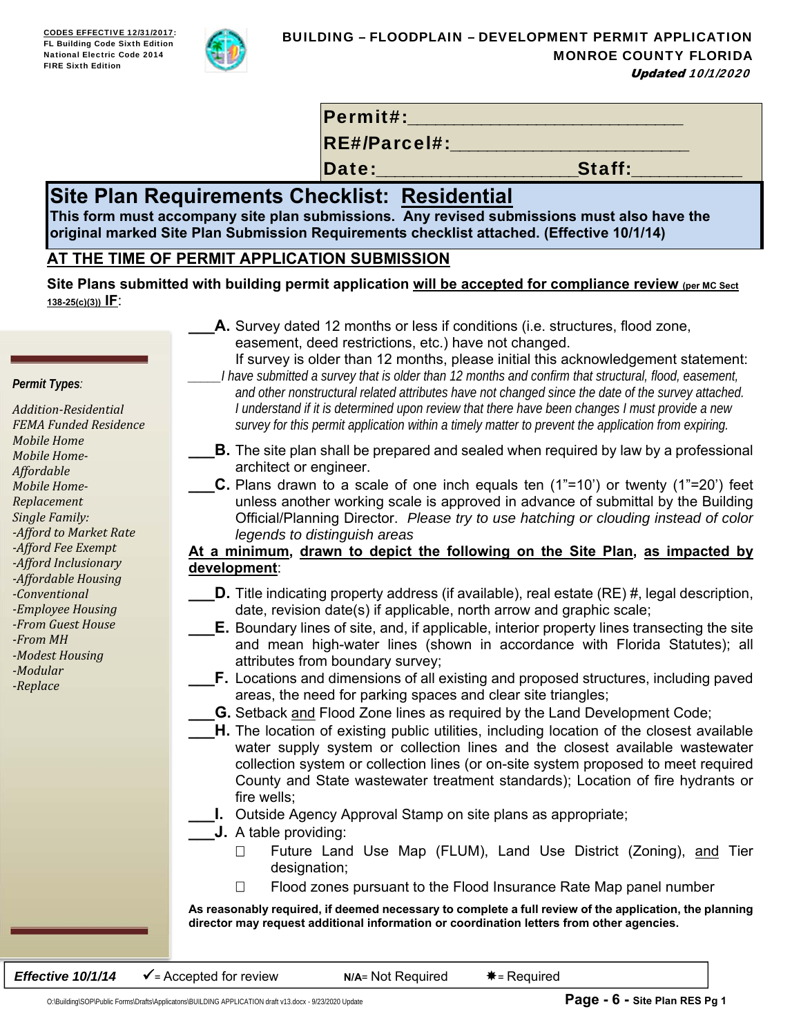CODES EFFECTIVE 12/31/2017:
FL Building Code Sixth Edition
National Electric Code 2014
FIRE Sixth Edition

**BUILDING – FLOODPLAIN – DEVELOPMENT PERMIT APPLICATION**
**MONROE COUNTY FLORIDA**
***Updated 10/1/2020***

**Permit#:**___________________________
**RE#/Parcel#:**_______________________
**Date:**____________________**Staff:**___________

## Site Plan Requirements Checklist: Residential

**This form must accompany site plan submissions. Any revised submissions must also have the original marked Site Plan Submission Requirements checklist attached. (Effective 10/1/14)**

### AT THE TIME OF PERMIT APPLICATION SUBMISSION

**Site Plans submitted with building permit application will be accepted for compliance review (per MC Sect 138-25(c)(3)) IF:**

*Permit Types:*

*Addition-Residential*
*FEMA Funded Residence*
*Mobile Home*
*Mobile Home-Affordable*
*Mobile Home-Replacement*
*Single Family:*
*-Afford to Market Rate*
*-Afford Fee Exempt*
*-Afford Inclusionary*
*-Affordable Housing*
*-Conventional*
*-Employee Housing*
*-From Guest House*
*-From MH*
*-Modest Housing*
*-Modular*
*-Replace*

___**A.** Survey dated 12 months or less if conditions (i.e. structures, flood zone, easement, deed restrictions, etc.) have not changed.
If survey is older than 12 months, please initial this acknowledgement statement:
_____*I have submitted a survey that is older than 12 months and confirm that structural, flood, easement, and other nonstructural related attributes have not changed since the date of the survey attached. I understand if it is determined upon review that there have been changes I must provide a new survey for this permit application within a timely matter to prevent the application from expiring.*

___**B.** The site plan shall be prepared and sealed when required by law by a professional architect or engineer.

___**C.** Plans drawn to a scale of one inch equals ten (1"=10') or twenty (1"=20') feet unless another working scale is approved in advance of submittal by the Building Official/Planning Director. *Please try to use hatching or clouding instead of color legends to distinguish areas*

**At a minimum, drawn to depict the following on the Site Plan, as impacted by development:**

___**D.** Title indicating property address (if available), real estate (RE) #, legal description, date, revision date(s) if applicable, north arrow and graphic scale;

___**E.** Boundary lines of site, and, if applicable, interior property lines transecting the site and mean high-water lines (shown in accordance with Florida Statutes); all attributes from boundary survey;

___**F.** Locations and dimensions of all existing and proposed structures, including paved areas, the need for parking spaces and clear site triangles;

___**G.** Setback and Flood Zone lines as required by the Land Development Code;

___**H.** The location of existing public utilities, including location of the closest available water supply system or collection lines and the closest available wastewater collection system or collection lines (or on-site system proposed to meet required County and State wastewater treatment standards); Location of fire hydrants or fire wells;

___**I.** Outside Agency Approval Stamp on site plans as appropriate;

___**J.** A table providing:

- ☐ Future Land Use Map (FLUM), Land Use District (Zoning), and Tier designation;
- ☐ Flood zones pursuant to the Flood Insurance Rate Map panel number

**As reasonably required, if deemed necessary to complete a full review of the application, the planning director may request additional information or coordination letters from other agencies.**

| *Effective 10/1/14* | ✓= Accepted for review | N/A= Not Required | ✱= Required |
|---|---|---|---|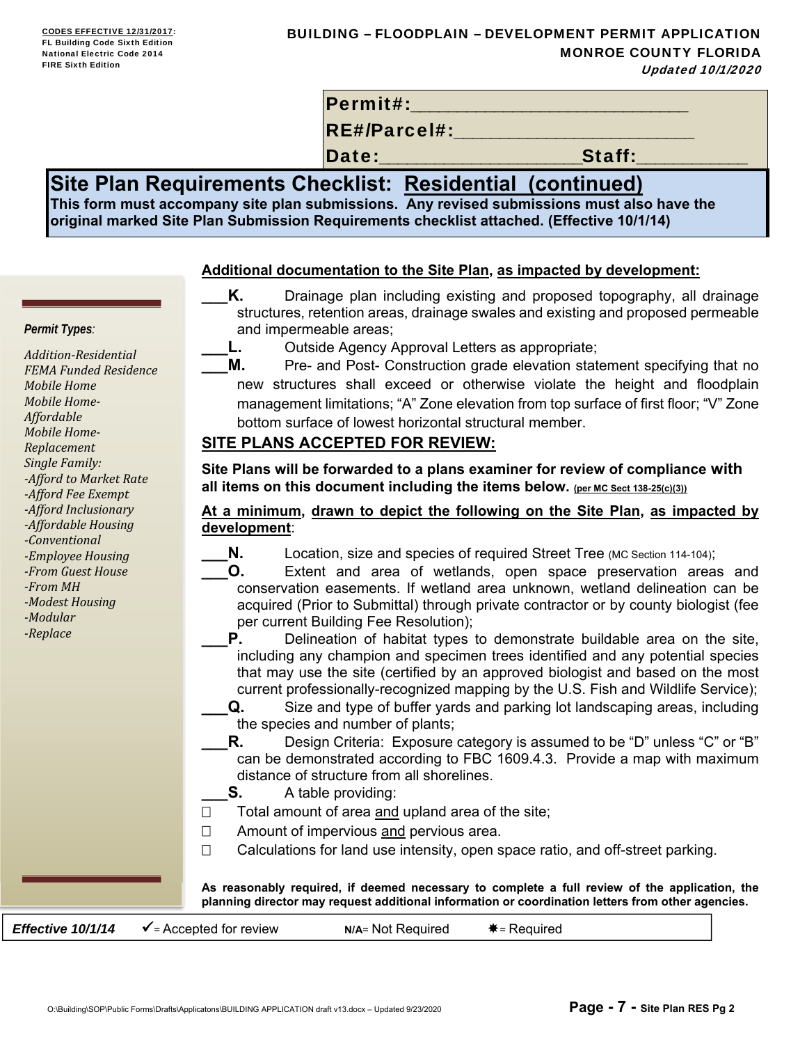**CODES EFFECTIVE 12/31/2017:**
**FL Building Code Sixth Edition**
**National Electric Code 2014**
**FIRE Sixth Edition**

**BUILDING – FLOODPLAIN – DEVELOPMENT PERMIT APPLICATION**
**MONROE COUNTY FLORIDA**
***Updated 10/1/2020***

**Permit#:**___________________________
**RE#/Parcel#:**_______________________
**Date:**__________________ **Staff:**__________

## Site Plan Requirements Checklist: Residential (continued)

**This form must accompany site plan submissions. Any revised submissions must also have the original marked Site Plan Submission Requirements checklist attached. (Effective 10/1/14)**

***Permit Types:***

*Addition-Residential*
*FEMA Funded Residence*
*Mobile Home*
*Mobile Home-Affordable*
*Mobile Home-Replacement*
*Single Family:*
*-Afford to Market Rate*
*-Afford Fee Exempt*
*-Afford Inclusionary*
*-Affordable Housing*
*-Conventional*
*-Employee Housing*
*-From Guest House*
*-From MH*
*-Modest Housing*
*-Modular*
*-Replace*

**Additional documentation to the Site Plan, as impacted by development:**

___**K.** Drainage plan including existing and proposed topography, all drainage structures, retention areas, drainage swales and existing and proposed permeable and impermeable areas;

___**L.** Outside Agency Approval Letters as appropriate;

___**M.** Pre- and Post- Construction grade elevation statement specifying that no new structures shall exceed or otherwise violate the height and floodplain management limitations; "A" Zone elevation from top surface of first floor; "V" Zone bottom surface of lowest horizontal structural member.

### SITE PLANS ACCEPTED FOR REVIEW:

**Site Plans will be forwarded to a plans examiner for review of compliance with all items on this document including the items below.** **(per MC Sect 138-25(c)(3))**

**At a minimum, drawn to depict the following on the Site Plan, as impacted by development:**

___**N.** Location, size and species of required Street Tree (MC Section 114-104);

___**O.** Extent and area of wetlands, open space preservation areas and conservation easements. If wetland area unknown, wetland delineation can be acquired (Prior to Submittal) through private contractor or by county biologist (fee per current Building Fee Resolution);

___**P.** Delineation of habitat types to demonstrate buildable area on the site, including any champion and specimen trees identified and any potential species that may use the site (certified by an approved biologist and based on the most current professionally-recognized mapping by the U.S. Fish and Wildlife Service);

___**Q.** Size and type of buffer yards and parking lot landscaping areas, including the species and number of plants;

___**R.** Design Criteria: Exposure category is assumed to be "D" unless "C" or "B" can be demonstrated according to FBC 1609.4.3. Provide a map with maximum distance of structure from all shorelines.

___**S.** A table providing:

- ☐ Total amount of area and upland area of the site;
- ☐ Amount of impervious and pervious area.
- ☐ Calculations for land use intensity, open space ratio, and off-street parking.

**As reasonably required, if deemed necessary to complete a full review of the application, the planning director may request additional information or coordination letters from other agencies.**

***Effective 10/1/14*** ✓= Accepted for review **N/A**= Not Required ✱= Required